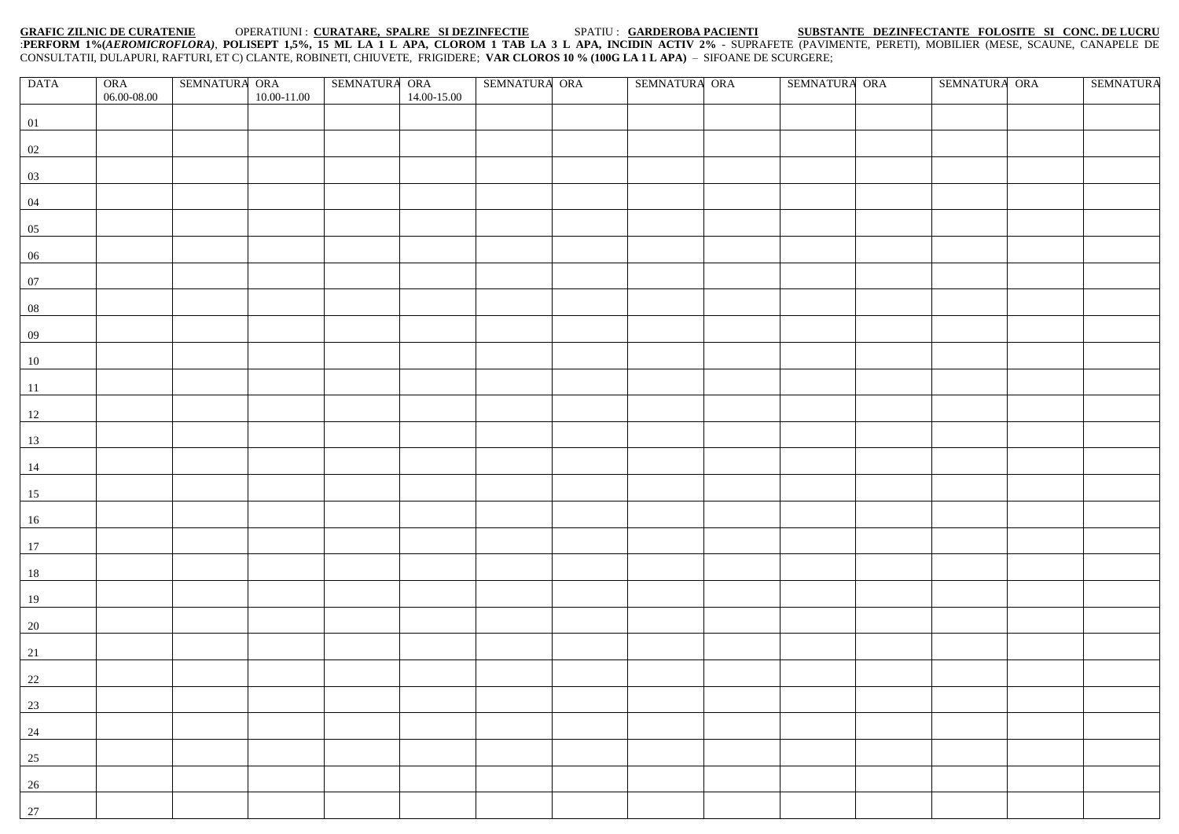**GRAFIC ZILNIC DE CURATENIE** OPERATIUNI : **CURATARE, SPALRE SI DEZINFECTIE** SPATIU : **GARDEROBA PACIENTI** **SUBSTANTE DEZINFECTANTE FOLOSITE SI CONC. DE LUCRU** :**PERFORM 1%(*AEROMICROFLORA)*, POLISEPT 1,5%, 15 ML LA 1 L APA, CLOROM 1 TAB LA 3 L APA, INCIDIN ACTIV 2%** - SUPRAFETE (PAVIMENTE, PERETI), MOBILIER (MESE, SCAUNE, CANAPELE DE CONSULTATII, DULAPURI, RAFTURI, ET C) CLANTE, ROBINETI, CHIUVETE, FRIGIDERE; **VAR CLOROS 10 % (100G LA 1 L APA)** – SIFOANE DE SCURGERE;

| DATA | ORA 06.00-08.00 | SEMNATURA | ORA 10.00-11.00 | SEMNATURA | ORA 14.00-15.00 | SEMNATURA | ORA | SEMNATURA | ORA | SEMNATURA | ORA | SEMNATURA | ORA | SEMNATURA |
|---|---|---|---|---|---|---|---|---|---|---|---|---|---|---|
| 01 | | | | | | | | | | | | | | |
| 02 | | | | | | | | | | | | | | |
| 03 | | | | | | | | | | | | | | |
| 04 | | | | | | | | | | | | | | |
| 05 | | | | | | | | | | | | | | |
| 06 | | | | | | | | | | | | | | |
| 07 | | | | | | | | | | | | | | |
| 08 | | | | | | | | | | | | | | |
| 09 | | | | | | | | | | | | | | |
| 10 | | | | | | | | | | | | | | |
| 11 | | | | | | | | | | | | | | |
| 12 | | | | | | | | | | | | | | |
| 13 | | | | | | | | | | | | | | |
| 14 | | | | | | | | | | | | | | |
| 15 | | | | | | | | | | | | | | |
| 16 | | | | | | | | | | | | | | |
| 17 | | | | | | | | | | | | | | |
| 18 | | | | | | | | | | | | | | |
| 19 | | | | | | | | | | | | | | |
| 20 | | | | | | | | | | | | | | |
| 21 | | | | | | | | | | | | | | |
| 22 | | | | | | | | | | | | | | |
| 23 | | | | | | | | | | | | | | |
| 24 | | | | | | | | | | | | | | |
| 25 | | | | | | | | | | | | | | |
| 26 | | | | | | | | | | | | | | |
| 27 | | | | | | | | | | | | | | |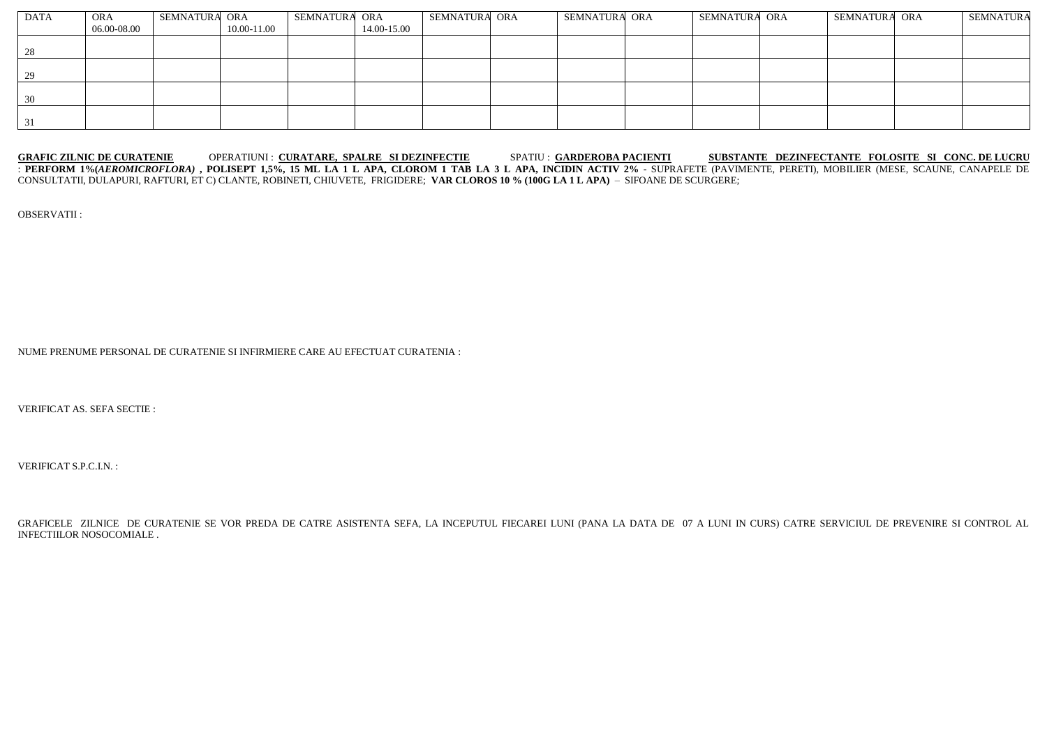| DATA | ORA 06.00-08.00 | SEMNATURA | ORA 10.00-11.00 | SEMNATURA | ORA 14.00-15.00 | SEMNATURA | ORA | SEMNATURA | ORA | SEMNATURA | ORA | SEMNATURA | ORA | SEMNATURA |
|---|---|---|---|---|---|---|---|---|---|---|---|---|---|---|
| 28 | | | | | | | | | | | | | | |
| 29 | | | | | | | | | | | | | | |
| 30 | | | | | | | | | | | | | | |
| 31 | | | | | | | | | | | | | | |

**GRAFIC ZILNIC DE CURATENIE** OPERATIUNI : **CURATARE, SPALRE SI DEZINFECTIE** SPATIU : **GARDEROBA PACIENTI** **SUBSTANTE DEZINFECTANTE FOLOSITE SI CONC. DE LUCRU** : **PERFORM 1%(*AEROMICROFLORA)* , POLISEPT 1,5%, 15 ML LA 1 L APA, CLOROM 1 TAB LA 3 L APA, INCIDIN ACTIV 2%** - SUPRAFETE (PAVIMENTE, PERETI), MOBILIER (MESE, SCAUNE, CANAPELE DE CONSULTATII, DULAPURI, RAFTURI, ET C) CLANTE, ROBINETI, CHIUVETE, FRIGIDERE; **VAR CLOROS 10 % (100G LA 1 L APA)** – SIFOANE DE SCURGERE;

OBSERVATII :

NUME PRENUME PERSONAL DE CURATENIE SI INFIRMIERE CARE AU EFECTUAT CURATENIA :

VERIFICAT AS. SEFA SECTIE :

VERIFICAT S.P.C.I.N. :

GRAFICELE ZILNICE DE CURATENIE SE VOR PREDA DE CATRE ASISTENTA SEFA, LA INCEPUTUL FIECAREI LUNI (PANA LA DATA DE 07 A LUNI IN CURS) CATRE SERVICIUL DE PREVENIRE SI CONTROL AL INFECTIILOR NOSOCOMIALE .